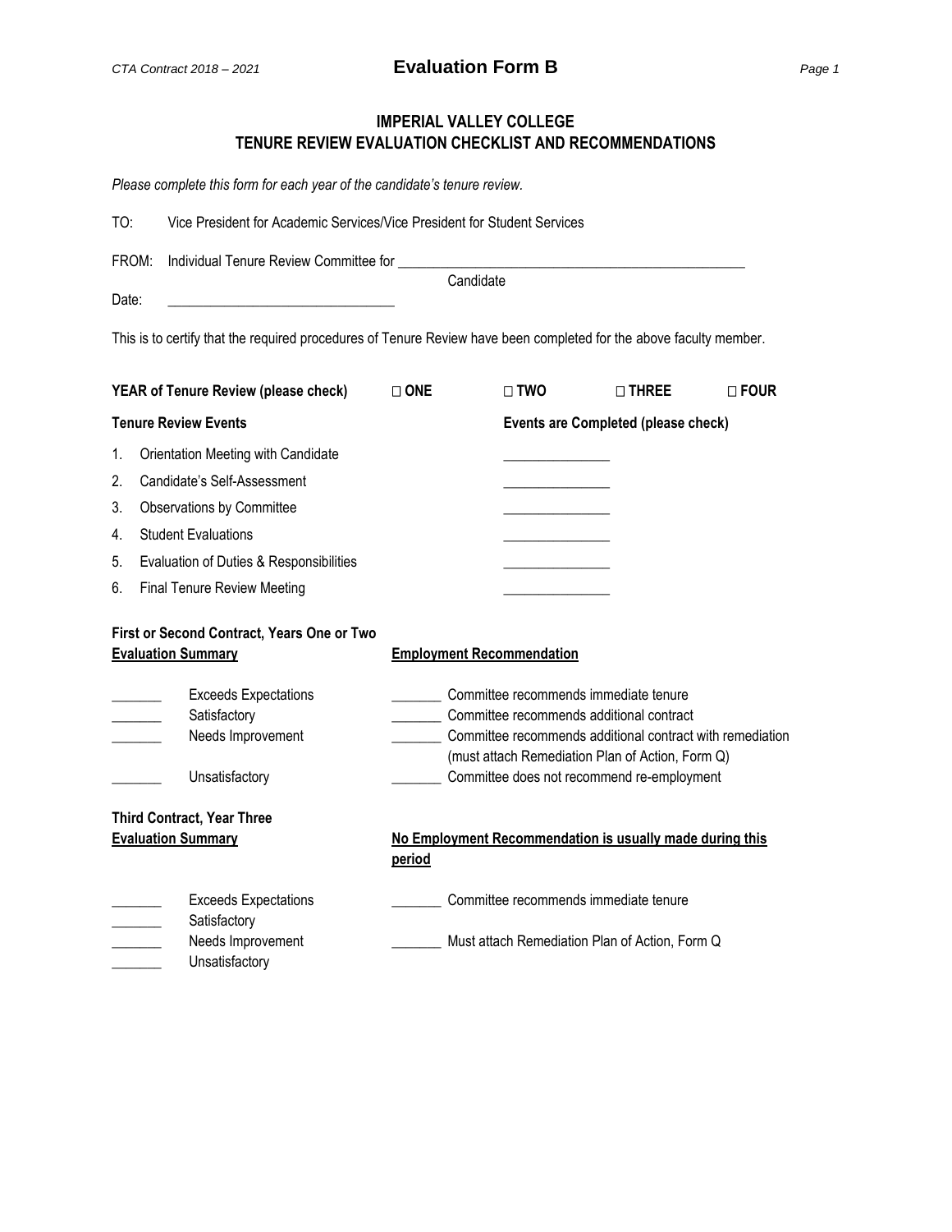# Evaluation Form B

## IMPERIAL VALLEY COLLEGE
## TENURE REVIEW EVALUATION CHECKLIST AND RECOMMENDATIONS

*Please complete this form for each year of the candidate's tenure review.*

TO: Vice President for Academic Services/Vice President for Student Services

FROM: Individual Tenure Review Committee for ________________________________________________
Candidate

Date: ______________________________

This is to certify that the required procedures of Tenure Review have been completed for the above faculty member.

**YEAR of Tenure Review (please check)** ☐ **ONE** ☐ **TWO** ☐ **THREE** ☐ **FOUR**

| **Tenure Review Events** | **Events are Completed (please check)** |
|---|---|
| 1. Orientation Meeting with Candidate | _______________ |
| 2. Candidate's Self-Assessment | _______________ |
| 3. Observations by Committee | _______________ |
| 4. Student Evaluations | _______________ |
| 5. Evaluation of Duties & Responsibilities | _______________ |
| 6. Final Tenure Review Meeting | _______________ |

**First or Second Contract, Years One or Two**

| **Evaluation Summary** | **Employment Recommendation** |
|---|---|
| _______ Exceeds Expectations | _______ Committee recommends immediate tenure |
| _______ Satisfactory | _______ Committee recommends additional contract |
| _______ Needs Improvement | _______ Committee recommends additional contract with remediation (must attach Remediation Plan of Action, Form Q) |
| _______ Unsatisfactory | _______ Committee does not recommend re-employment |

**Third Contract, Year Three**

| **Evaluation Summary** | **No Employment Recommendation is usually made during this period** |
|---|---|
| _______ Exceeds Expectations | _______ Committee recommends immediate tenure |
| _______ Satisfactory | |
| _______ Needs Improvement | _______ Must attach Remediation Plan of Action, Form Q |
| _______ Unsatisfactory | |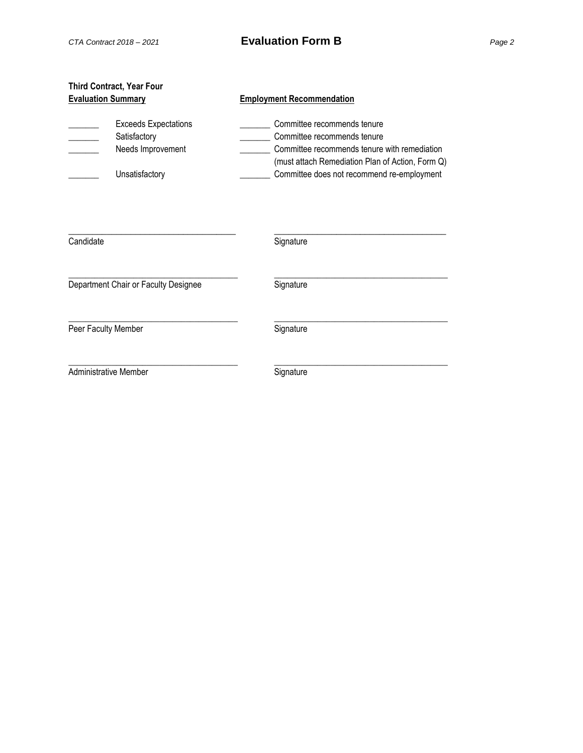**Third Contract, Year Four**

| **Evaluation Summary** | | **Employment Recommendation** |
|---|---|---|
| _______ | Exceeds Expectations | _______ Committee recommends tenure |
| _______ | Satisfactory | _______ Committee recommends tenure |
| _______ | Needs Improvement | _______ Committee recommends tenure with remediation (must attach Remediation Plan of Action, Form Q) |
| _______ | Unsatisfactory | _______ Committee does not recommend re-employment |

| | |
|---|---|
| ______________________________ | ______________________________ |
| Candidate | Signature |
| ______________________________ | ______________________________ |
| Department Chair or Faculty Designee | Signature |
| ______________________________ | ______________________________ |
| Peer Faculty Member | Signature |
| ______________________________ | ______________________________ |
| Administrative Member | Signature |